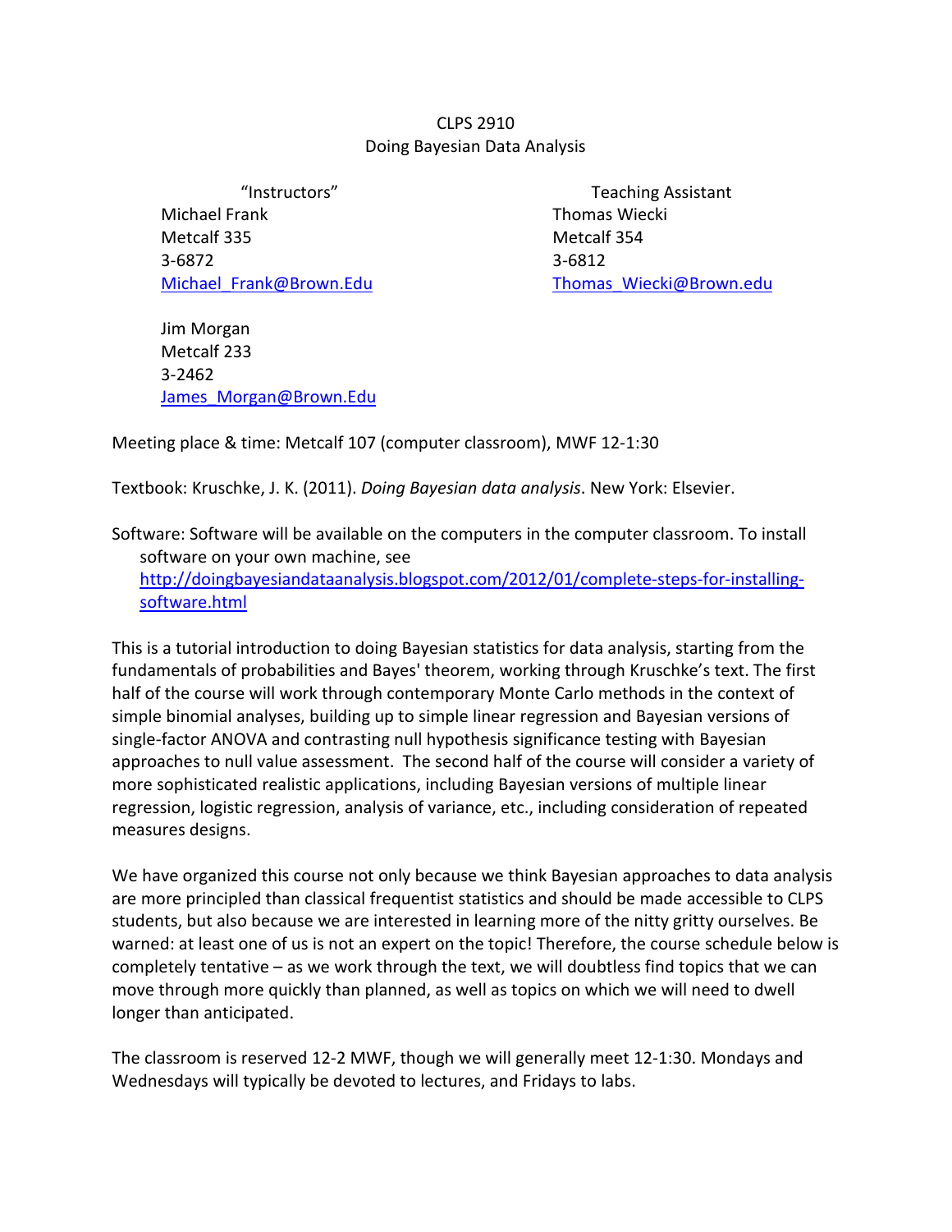# CLPS 2910
## Doing Bayesian Data Analysis

"Instructors"

Michael Frank
Metcalf 335
3-6872
Michael_Frank@Brown.Edu

Jim Morgan
Metcalf 233
3-2462
James_Morgan@Brown.Edu

Teaching Assistant

Thomas Wiecki
Metcalf 354
3-6812
Thomas_Wiecki@Brown.edu

Meeting place & time: Metcalf 107 (computer classroom), MWF 12-1:30

Textbook: Kruschke, J. K. (2011). *Doing Bayesian data analysis*. New York: Elsevier.

Software: Software will be available on the computers in the computer classroom. To install software on your own machine, see http://doingbayesiandataanalysis.blogspot.com/2012/01/complete-steps-for-installing-software.html

This is a tutorial introduction to doing Bayesian statistics for data analysis, starting from the fundamentals of probabilities and Bayes' theorem, working through Kruschke's text. The first half of the course will work through contemporary Monte Carlo methods in the context of simple binomial analyses, building up to simple linear regression and Bayesian versions of single-factor ANOVA and contrasting null hypothesis significance testing with Bayesian approaches to null value assessment. The second half of the course will consider a variety of more sophisticated realistic applications, including Bayesian versions of multiple linear regression, logistic regression, analysis of variance, etc., including consideration of repeated measures designs.

We have organized this course not only because we think Bayesian approaches to data analysis are more principled than classical frequentist statistics and should be made accessible to CLPS students, but also because we are interested in learning more of the nitty gritty ourselves. Be warned: at least one of us is not an expert on the topic! Therefore, the course schedule below is completely tentative – as we work through the text, we will doubtless find topics that we can move through more quickly than planned, as well as topics on which we will need to dwell longer than anticipated.

The classroom is reserved 12-2 MWF, though we will generally meet 12-1:30. Mondays and Wednesdays will typically be devoted to lectures, and Fridays to labs.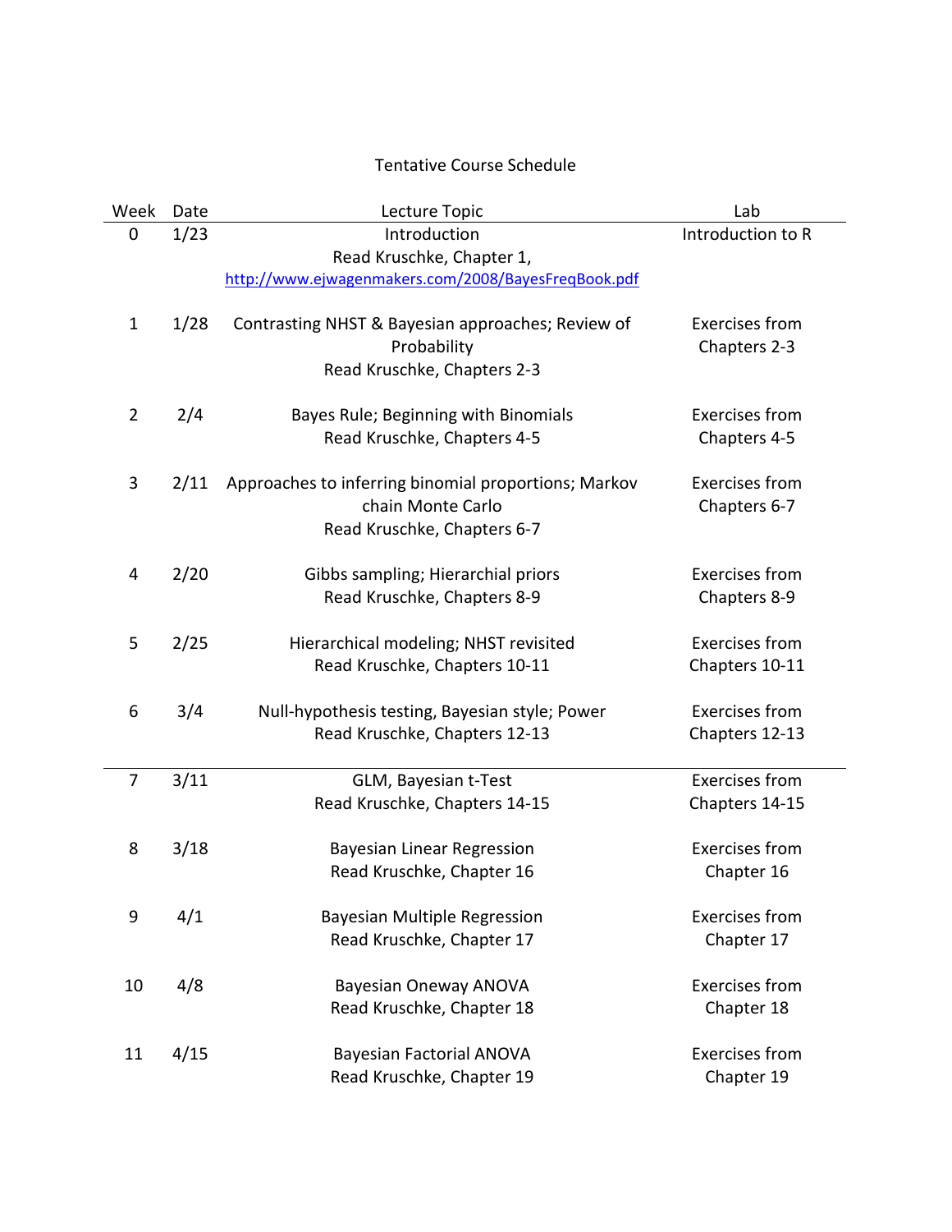Tentative Course Schedule

| Week | Date | Lecture Topic | Lab |
|---|---|---|---|
| 0 | 1/23 | Introduction<br>Read Kruschke, Chapter 1,<br>[http://www.ejwagenmakers.com/2008/BayesFreqBook.pdf](http://www.ejwagenmakers.com/2008/BayesFreqBook.pdf) | Introduction to R |
| 1 | 1/28 | Contrasting NHST & Bayesian approaches; Review of Probability<br>Read Kruschke, Chapters 2-3 | Exercises from Chapters 2-3 |
| 2 | 2/4 | Bayes Rule; Beginning with Binomials<br>Read Kruschke, Chapters 4-5 | Exercises from Chapters 4-5 |
| 3 | 2/11 | Approaches to inferring binomial proportions; Markov chain Monte Carlo<br>Read Kruschke, Chapters 6-7 | Exercises from Chapters 6-7 |
| 4 | 2/20 | Gibbs sampling; Hierarchial priors<br>Read Kruschke, Chapters 8-9 | Exercises from Chapters 8-9 |
| 5 | 2/25 | Hierarchical modeling; NHST revisited<br>Read Kruschke, Chapters 10-11 | Exercises from Chapters 10-11 |
| 6 | 3/4 | Null-hypothesis testing, Bayesian style; Power<br>Read Kruschke, Chapters 12-13 | Exercises from Chapters 12-13 |
| 7 | 3/11 | GLM, Bayesian t-Test<br>Read Kruschke, Chapters 14-15 | Exercises from Chapters 14-15 |
| 8 | 3/18 | Bayesian Linear Regression<br>Read Kruschke, Chapter 16 | Exercises from Chapter 16 |
| 9 | 4/1 | Bayesian Multiple Regression<br>Read Kruschke, Chapter 17 | Exercises from Chapter 17 |
| 10 | 4/8 | Bayesian Oneway ANOVA<br>Read Kruschke, Chapter 18 | Exercises from Chapter 18 |
| 11 | 4/15 | Bayesian Factorial ANOVA<br>Read Kruschke, Chapter 19 | Exercises from Chapter 19 |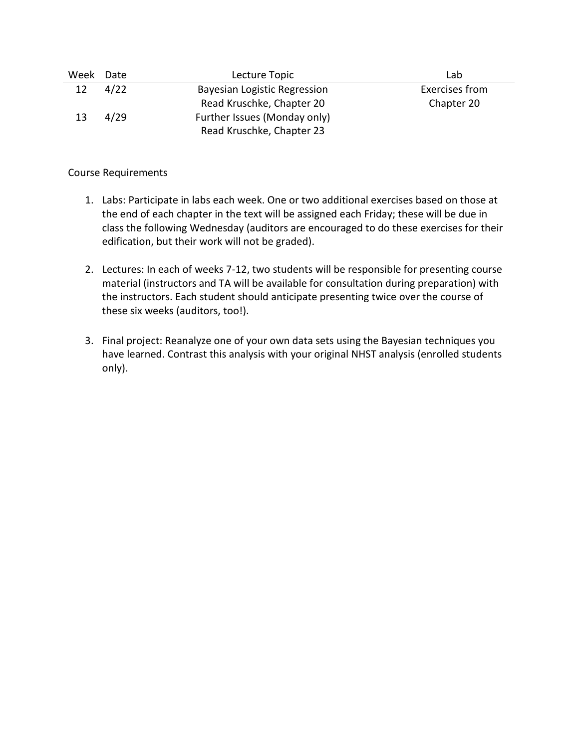| Week | Date | Lecture Topic | Lab |
|---|---|---|---|
| 12 | 4/22 | Bayesian Logistic Regression<br>Read Kruschke, Chapter 20 | Exercises from<br>Chapter 20 |
| 13 | 4/29 | Further Issues (Monday only)<br>Read Kruschke, Chapter 23 | |

Course Requirements

1. Labs: Participate in labs each week. One or two additional exercises based on those at the end of each chapter in the text will be assigned each Friday; these will be due in class the following Wednesday (auditors are encouraged to do these exercises for their edification, but their work will not be graded).

2. Lectures: In each of weeks 7-12, two students will be responsible for presenting course material (instructors and TA will be available for consultation during preparation) with the instructors. Each student should anticipate presenting twice over the course of these six weeks (auditors, too!).

3. Final project: Reanalyze one of your own data sets using the Bayesian techniques you have learned. Contrast this analysis with your original NHST analysis (enrolled students only).